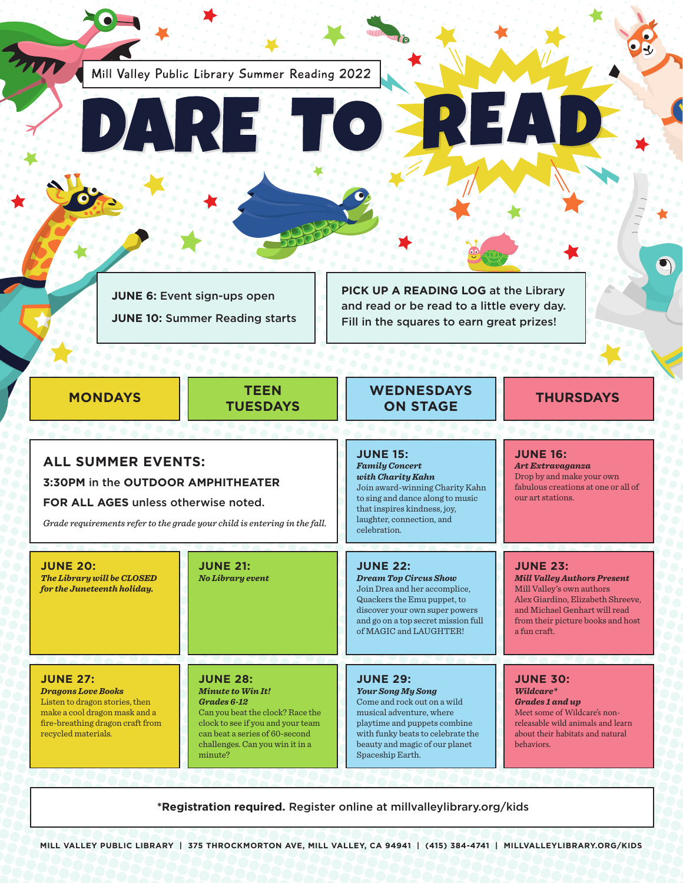Mill Valley Public Library Summer Reading 2022

# DARE TO READ

**JUNE 6:** Event sign-ups open

**JUNE 10:** Summer Reading starts

**PICK UP A READING LOG** at the Library and read or be read to a little every day. Fill in the squares to earn great prizes!

| MONDAYS | TEEN TUESDAYS | WEDNESDAYS ON STAGE | THURSDAYS |
|---|---|---|---|
| **ALL SUMMER EVENTS:** **3:30PM** in the **OUTDOOR AMPHITHEATER** **FOR ALL AGES** unless otherwise noted. *Grade requirements refer to the grade your child is entering in the fall.* | | **JUNE 15:** ***Family Concert with Charity Kahn*** Join award-winning Charity Kahn to sing and dance along to music that inspires kindness, joy, laughter, connection, and celebration. | **JUNE 16:** ***Art Extravaganza*** Drop by and make your own fabulous creations at one or all of our art stations. |
| **JUNE 20:** ***The Library will be CLOSED for the Juneteenth holiday.*** | **JUNE 21:** ***No Library event*** | **JUNE 22:** ***Dream Top Circus Show*** Join Drea and her accomplice, Quackers the Emu puppet, to discover your own super powers and go on a top secret mission full of MAGIC and LAUGHTER! | **JUNE 23:** ***Mill Valley Authors Present*** Mill Valley's own authors Alex Giardino, Elizabeth Shreeve, and Michael Genhart will read from their picture books and host a fun craft. |
| **JUNE 27:** ***Dragons Love Books*** Listen to dragon stories, then make a cool dragon mask and a fire-breathing dragon craft from recycled materials. | **JUNE 28:** ***Minute to Win It! Grades 6-12*** Can you beat the clock? Race the clock to see if you and your team can beat a series of 60-second challenges. Can you win it in a minute? | **JUNE 29:** ***Your Song My Song*** Come and rock out on a wild musical adventure, where playtime and puppets combine with funky beats to celebrate the beauty and magic of our planet Spaceship Earth. | **JUNE 30:** ***Wildcare* Grades 1 and up*** Meet some of Wildcare's non-releasable wild animals and learn about their habitats and natural behaviors. |

***Registration required.** Register online at millvalleylibrary.org/kids

MILL VALLEY PUBLIC LIBRARY | 375 THROCKMORTON AVE, MILL VALLEY, CA 94941 | (415) 384-4741 | MILLVALLEYLIBRARY.ORG/KIDS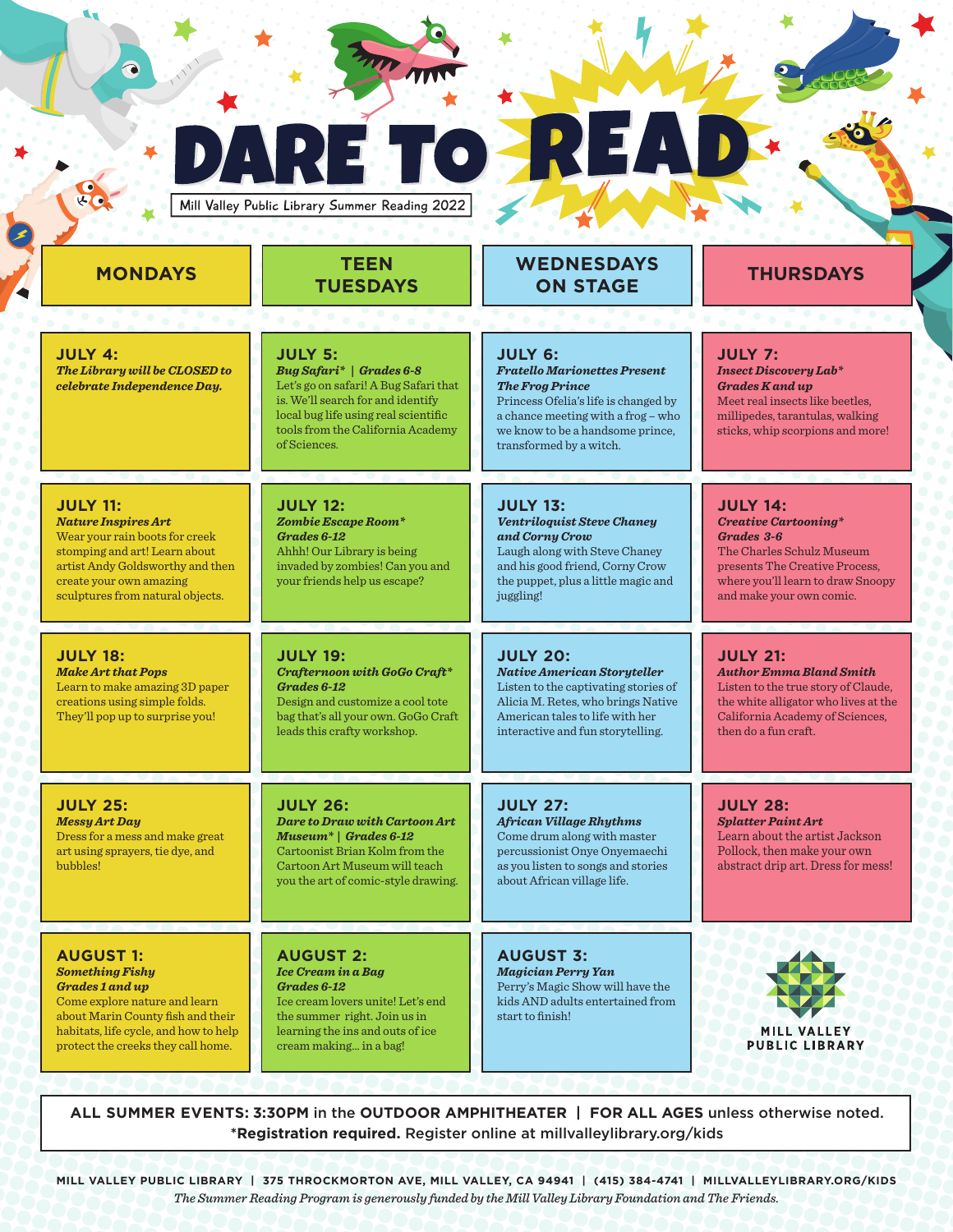# DARE TO READ

Mill Valley Public Library Summer Reading 2022

| MONDAYS | TEEN TUESDAYS | WEDNESDAYS ON STAGE | THURSDAYS |
|---|---|---|---|
| **JULY 4:** ***The Library will be CLOSED to celebrate Independence Day.*** | **JULY 5:** ***Bug Safari\* \| Grades 6-8*** Let's go on safari! A Bug Safari that is. We'll search for and identify local bug life using real scientific tools from the California Academy of Sciences. | **JULY 6:** ***Fratello Marionettes Present The Frog Prince*** Princess Ofelia's life is changed by a chance meeting with a frog – who we know to be a handsome prince, transformed by a witch. | **JULY 7:** ***Insect Discovery Lab\* Grades K and up*** Meet real insects like beetles, millipedes, tarantulas, walking sticks, whip scorpions and more! |
| **JULY 11:** ***Nature Inspires Art*** Wear your rain boots for creek stomping and art! Learn about artist Andy Goldsworthy and then create your own amazing sculptures from natural objects. | **JULY 12:** ***Zombie Escape Room\* Grades 6-12*** Ahhh! Our Library is being invaded by zombies! Can you and your friends help us escape? | **JULY 13:** ***Ventriloquist Steve Chaney and Corny Crow*** Laugh along with Steve Chaney and his good friend, Corny Crow the puppet, plus a little magic and juggling! | **JULY 14:** ***Creative Cartooning\* Grades 3-6*** The Charles Schulz Museum presents The Creative Process, where you'll learn to draw Snoopy and make your own comic. |
| **JULY 18:** ***Make Art that Pops*** Learn to make amazing 3D paper creations using simple folds. They'll pop up to surprise you! | **JULY 19:** ***Crafternoon with GoGo Craft\* Grades 6-12*** Design and customize a cool tote bag that's all your own. GoGo Craft leads this crafty workshop. | **JULY 20:** ***Native American Storyteller*** Listen to the captivating stories of Alicia M. Retes, who brings Native American tales to life with her interactive and fun storytelling. | **JULY 21:** ***Author Emma Bland Smith*** Listen to the true story of Claude, the white alligator who lives at the California Academy of Sciences, then do a fun craft. |
| **JULY 25:** ***Messy Art Day*** Dress for a mess and make great art using sprayers, tie dye, and bubbles! | **JULY 26:** ***Dare to Draw with Cartoon Art Museum\* \| Grades 6-12*** Cartoonist Brian Kolm from the Cartoon Art Museum will teach you the art of comic-style drawing. | **JULY 27:** ***African Village Rhythms*** Come drum along with master percussionist Onye Onyemaechi as you listen to songs and stories about African village life. | **JULY 28:** ***Splatter Paint Art*** Learn about the artist Jackson Pollock, then make your own abstract drip art. Dress for mess! |
| **AUGUST 1:** ***Something Fishy Grades 1 and up*** Come explore nature and learn about Marin County fish and their habitats, life cycle, and how to help protect the creeks they call home. | **AUGUST 2:** ***Ice Cream in a Bag Grades 6-12*** Ice cream lovers unite! Let's end the summer right. Join us in learning the ins and outs of ice cream making... in a bag! | **AUGUST 3:** ***Magician Perry Yan*** Perry's Magic Show will have the kids AND adults entertained from start to finish! | MILL VALLEY PUBLIC LIBRARY |

**ALL SUMMER EVENTS: 3:30PM** in the **OUTDOOR AMPHITHEATER | FOR ALL AGES** unless otherwise noted.
\***Registration required.** Register online at millvalleylibrary.org/kids

MILL VALLEY PUBLIC LIBRARY | 375 THROCKMORTON AVE, MILL VALLEY, CA 94941 | (415) 384-4741 | MILLVALLEYLIBRARY.ORG/KIDS

*The Summer Reading Program is generously funded by the Mill Valley Library Foundation and The Friends.*